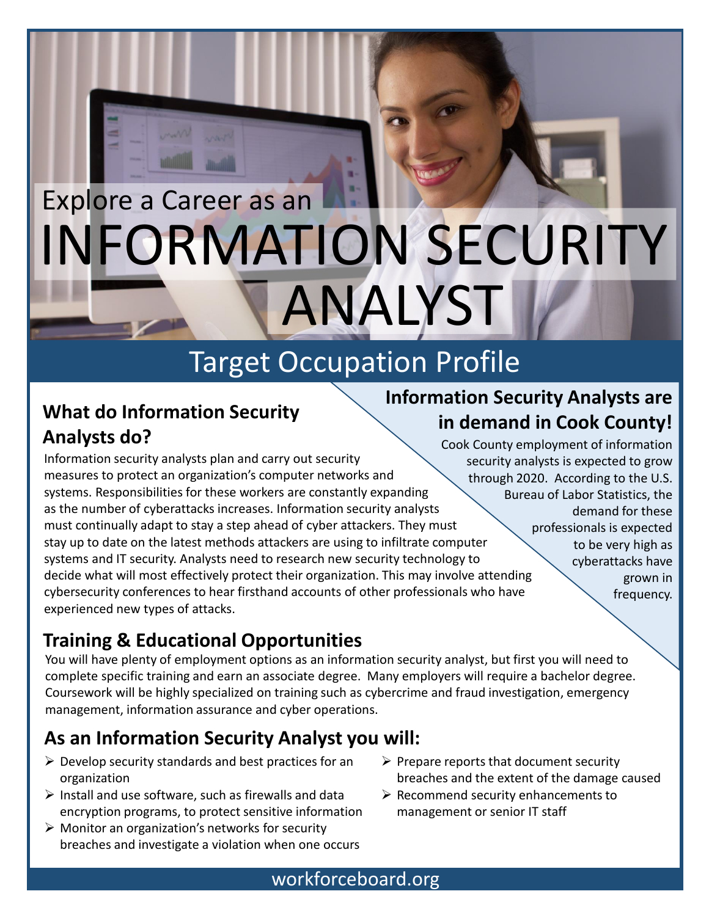Explore a Career as an

# INFORMATION SECURITY ANALYST

## Target Occupation Profile

### What do Information Security Analysts do?

Information security analysts plan and carry out security measures to protect an organization's computer networks and systems. Responsibilities for these workers are constantly expanding as the number of cyberattacks increases. Information security analysts must continually adapt to stay a step ahead of cyber attackers. They must stay up to date on the latest methods attackers are using to infiltrate computer systems and IT security. Analysts need to research new security technology to decide what will most effectively protect their organization. This may involve attending cybersecurity conferences to hear firsthand accounts of other professionals who have experienced new types of attacks.

### Information Security Analysts are in demand in Cook County!

Cook County employment of information security analysts is expected to grow through 2020. According to the U.S. Bureau of Labor Statistics, the demand for these professionals is expected to be very high as cyberattacks have grown in frequency.

### Training & Educational Opportunities

You will have plenty of employment options as an information security analyst, but first you will need to complete specific training and earn an associate degree. Many employers will require a bachelor degree. Coursework will be highly specialized on training such as cybercrime and fraud investigation, emergency management, information assurance and cyber operations.

### As an Information Security Analyst you will:

- Develop security standards and best practices for an organization
- Install and use software, such as firewalls and data encryption programs, to protect sensitive information
- Monitor an organization's networks for security breaches and investigate a violation when one occurs
- Prepare reports that document security breaches and the extent of the damage caused
- Recommend security enhancements to management or senior IT staff

workforceboard.org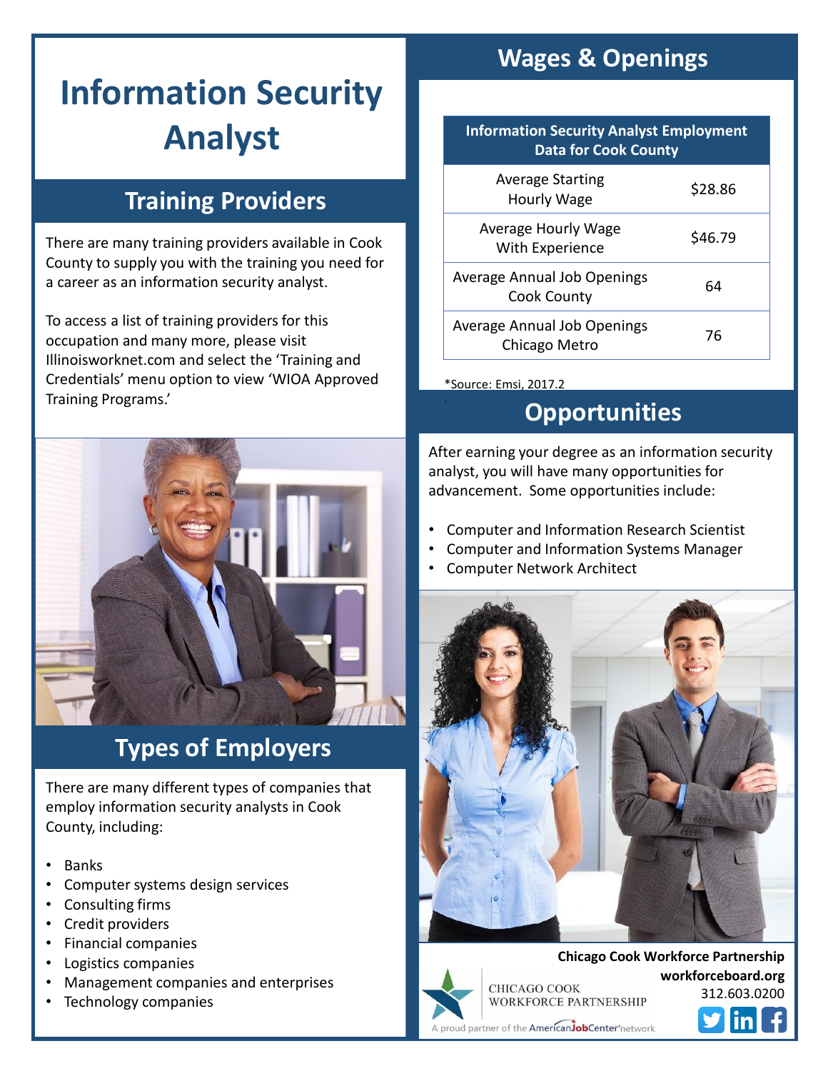# Information Security Analyst

## Training Providers

There are many training providers available in Cook County to supply you with the training you need for a career as an information security analyst.

To access a list of training providers for this occupation and many more, please visit Illinoisworknet.com and select the 'Training and Credentials' menu option to view 'WIOA Approved Training Programs.'

## Types of Employers

There are many different types of companies that employ information security analysts in Cook County, including:

- Banks
- Computer systems design services
- Consulting firms
- Credit providers
- Financial companies
- Logistics companies
- Management companies and enterprises
- Technology companies

## Wages & Openings

| Information Security Analyst Employment Data for Cook County | |
|---|---|
| Average Starting Hourly Wage | $28.86 |
| Average Hourly Wage With Experience | $46.79 |
| Average Annual Job Openings Cook County | 64 |
| Average Annual Job Openings Chicago Metro | 76 |

*Source: Emsi, 2017.2

## Opportunities

After earning your degree as an information security analyst, you will have many opportunities for advancement. Some opportunities include:

- Computer and Information Research Scientist
- Computer and Information Systems Manager
- Computer Network Architect

**Chicago Cook Workforce Partnership**
**workforceboard.org**
312.603.0200

CHICAGO COOK WORKFORCE PARTNERSHIP

A proud partner of the AmericanJobCenter network